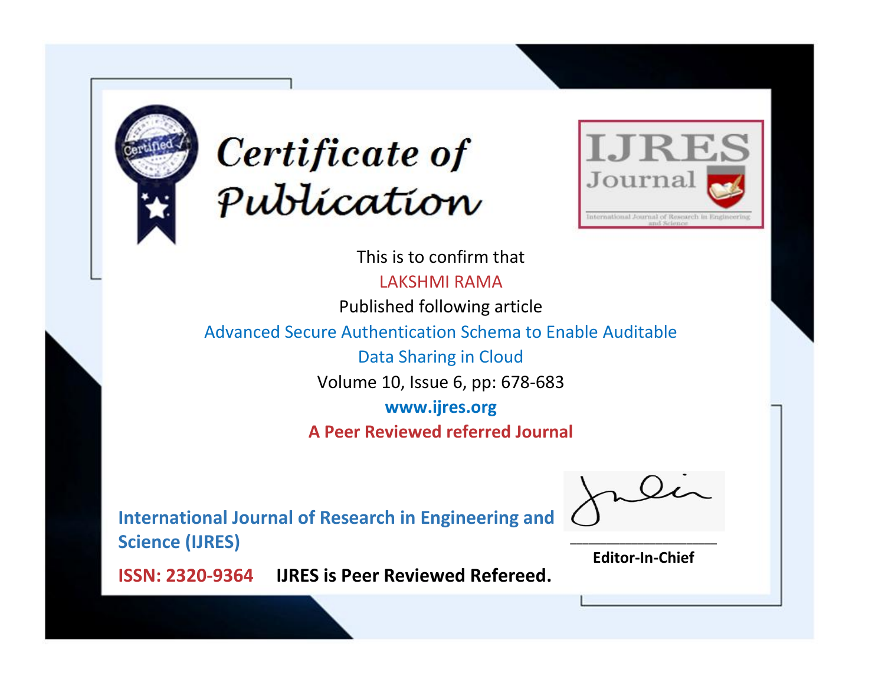# Certificate of Publication

**IJRES Journal**

International Journal of Research in Engineering and Science

This is to confirm that

LAKSHMI RAMA

Published following article

Advanced Secure Authentication Schema to Enable Auditable Data Sharing in Cloud

Volume 10, Issue 6, pp: 678-683

**www.ijres.org**

**A Peer Reviewed referred Journal**

**International Journal of Research in Engineering and Science (IJRES)**

**ISSN: 2320-9364** **IJRES is Peer Reviewed Refereed.**

**Editor-In-Chief**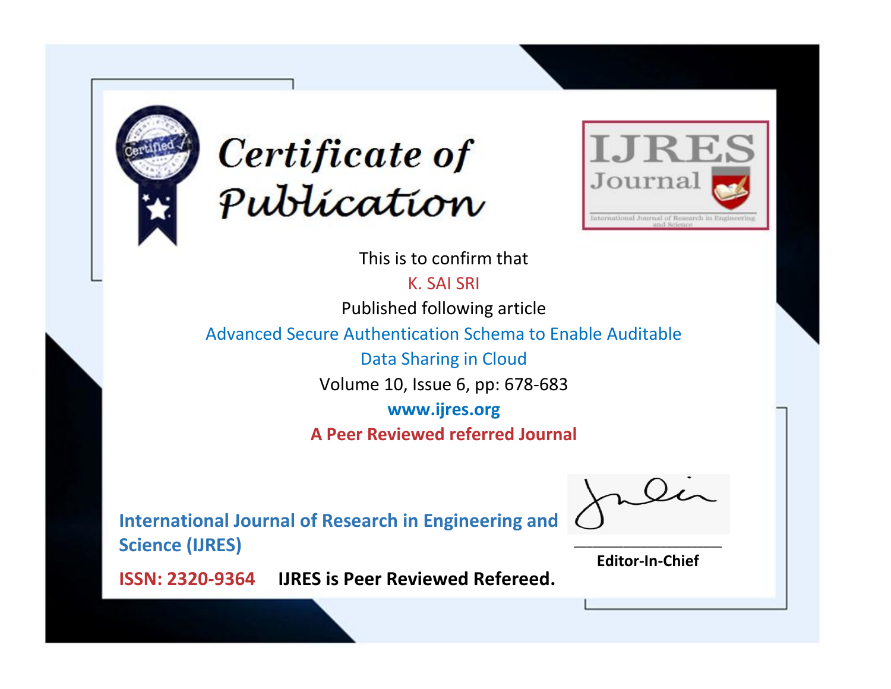# Certificate of Publication

IJRES Journal

International Journal of Research in Engineering and Science

This is to confirm that

K. SAI SRI

Published following article

Advanced Secure Authentication Schema to Enable Auditable Data Sharing in Cloud

Volume 10, Issue 6, pp: 678-683

**www.ijres.org**

**A Peer Reviewed referred Journal**

**International Journal of Research in Engineering and Science (IJRES)**

**ISSN: 2320-9364** **IJRES is Peer Reviewed Refereed.**

**Editor-In-Chief**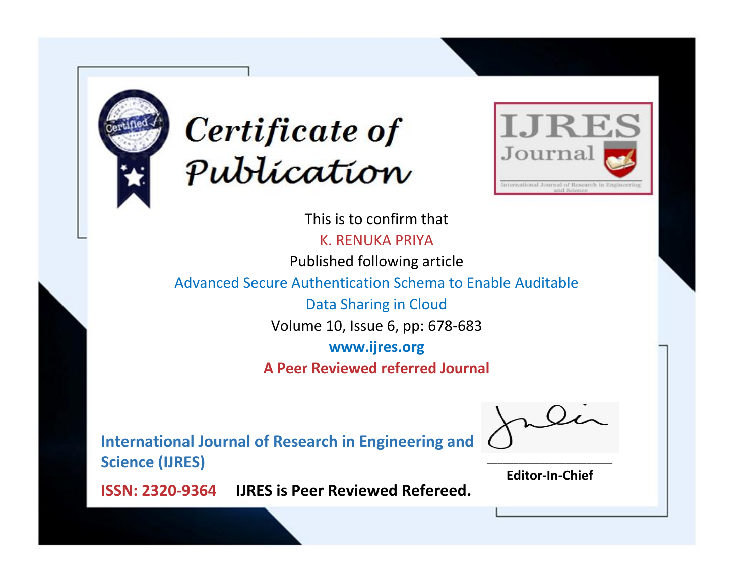# Certificate of Publication

IJRES Journal

International Journal of Research in Engineering and Science

This is to confirm that

K. RENUKA PRIYA

Published following article

Advanced Secure Authentication Schema to Enable Auditable Data Sharing in Cloud

Volume 10, Issue 6, pp: 678-683

**www.ijres.org**

**A Peer Reviewed referred Journal**

**International Journal of Research in Engineering and Science (IJRES)**

**ISSN: 2320-9364** **IJRES is Peer Reviewed Refereed.**

**Editor-In-Chief**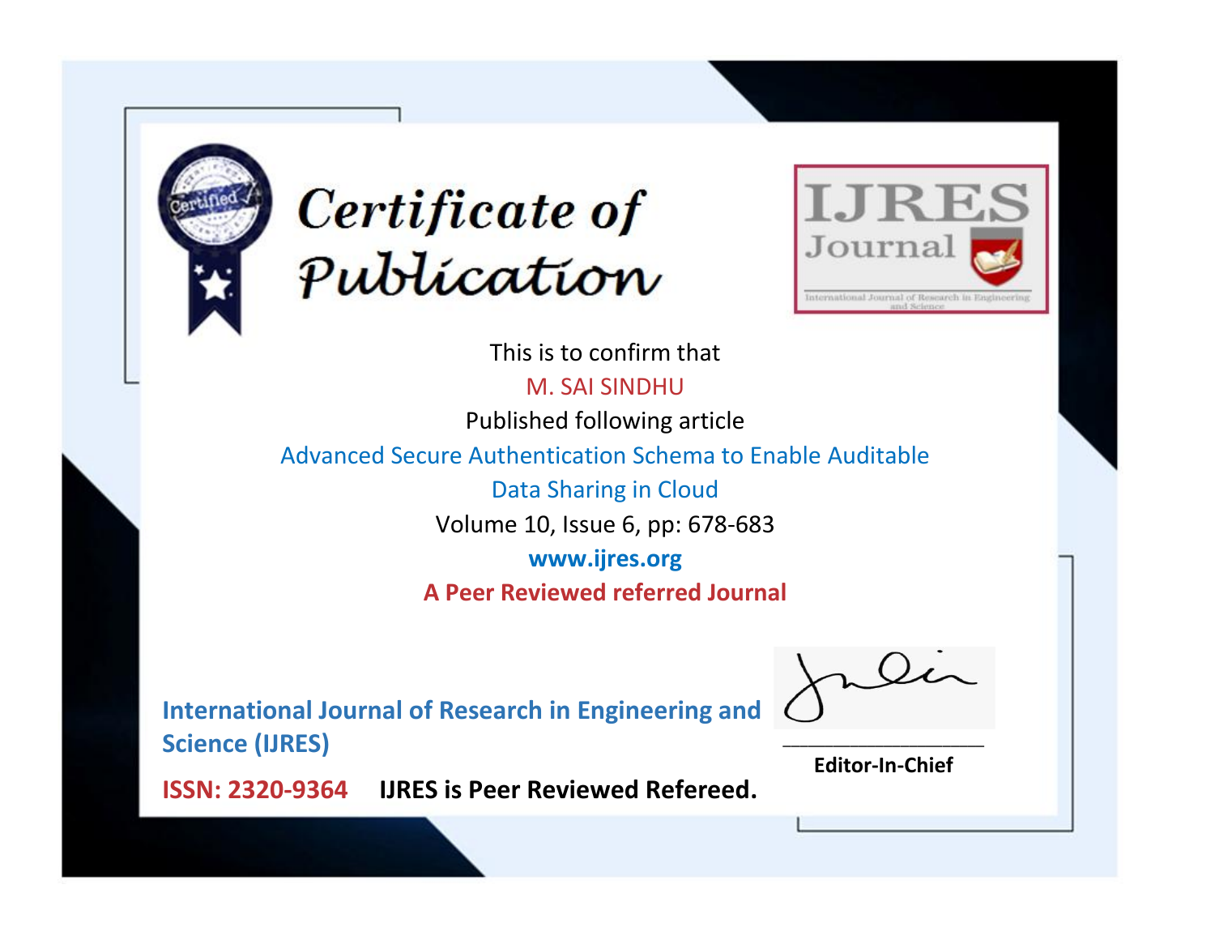# Certificate of Publication

IJRES Journal

International Journal of Research in Engineering and Science

This is to confirm that

M. SAI SINDHU

Published following article

Advanced Secure Authentication Schema to Enable Auditable Data Sharing in Cloud

Volume 10, Issue 6, pp: 678-683

www.ijres.org

**A Peer Reviewed referred Journal**

**International Journal of Research in Engineering and Science (IJRES)**

**ISSN: 2320-9364** **IJRES is Peer Reviewed Refereed.**

**Editor-In-Chief**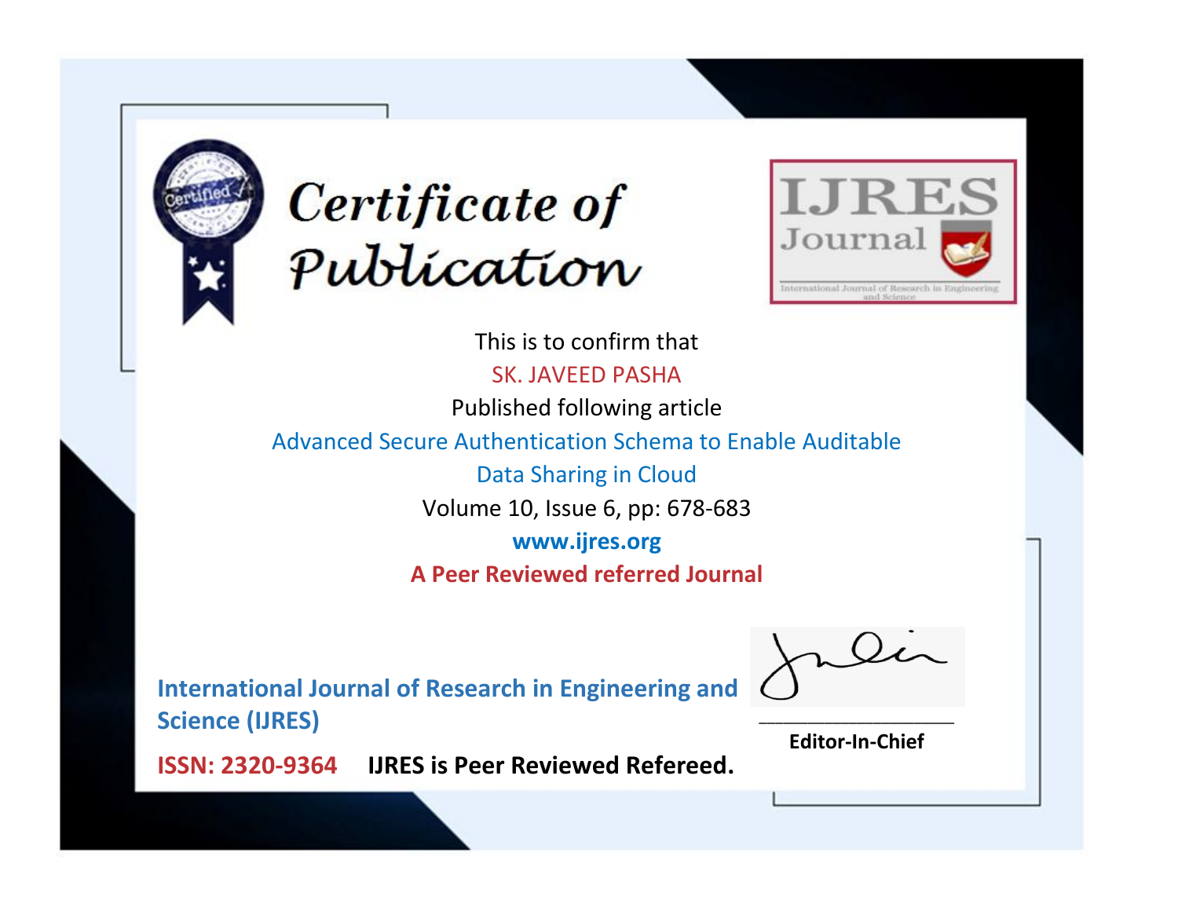# Certificate of Publication

IJRES Journal

International Journal of Research in Engineering and Science

This is to confirm that

SK. JAVEED PASHA

Published following article

Advanced Secure Authentication Schema to Enable Auditable Data Sharing in Cloud

Volume 10, Issue 6, pp: 678-683

**www.ijres.org**

**A Peer Reviewed referred Journal**

**International Journal of Research in Engineering and Science (IJRES)**

**ISSN: 2320-9364** **IJRES is Peer Reviewed Refereed.**

**Editor-In-Chief**